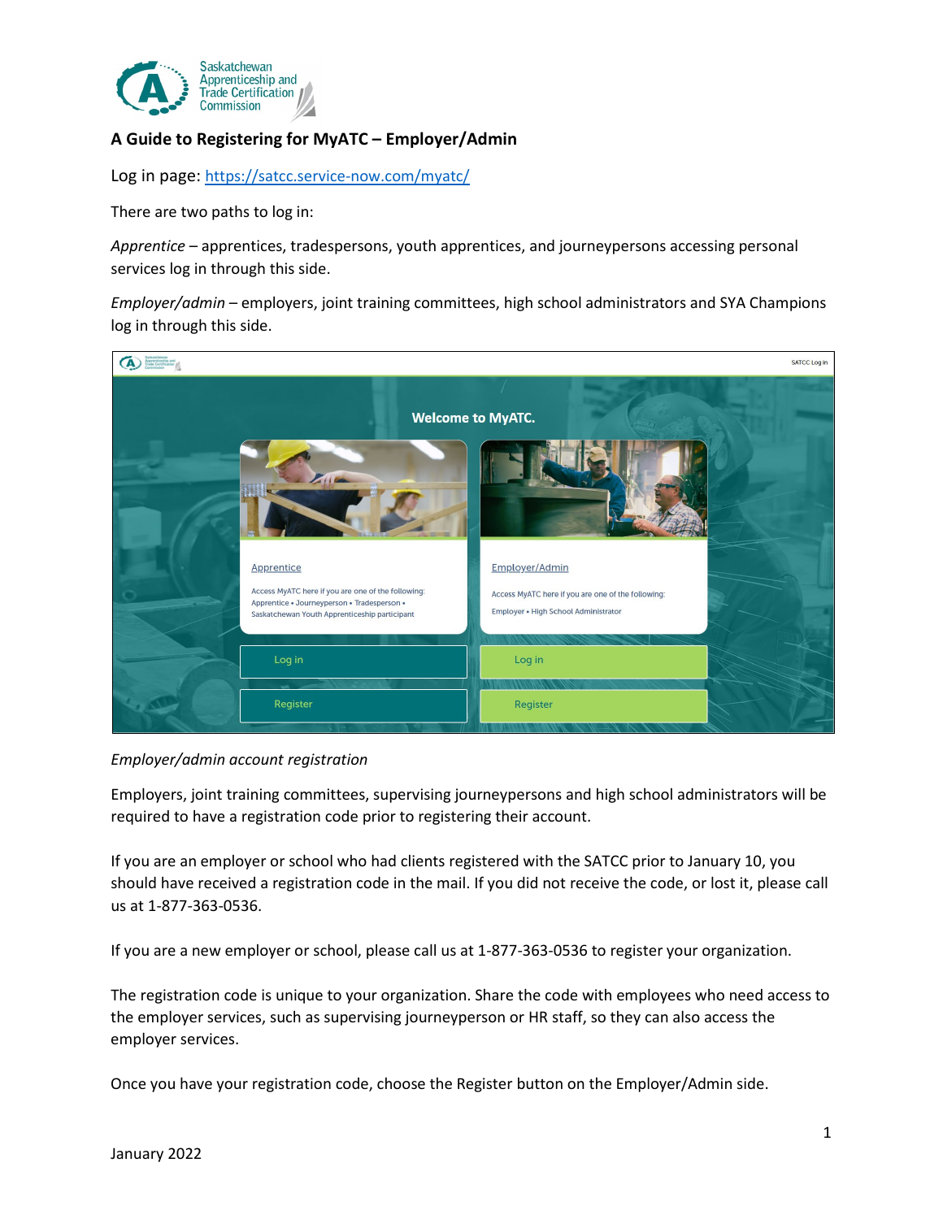# A Guide to Registering for MyATC – Employer/Admin

Log in page: https://satcc.service-now.com/myatc/

There are two paths to log in:

*Apprentice* – apprentices, tradespersons, youth apprentices, and journeypersons accessing personal services log in through this side.

*Employer/admin* – employers, joint training committees, high school administrators and SYA Champions log in through this side.

*Employer/admin account registration*

Employers, joint training committees, supervising journeypersons and high school administrators will be required to have a registration code prior to registering their account.

If you are an employer or school who had clients registered with the SATCC prior to January 10, you should have received a registration code in the mail. If you did not receive the code, or lost it, please call us at 1-877-363-0536.

If you are a new employer or school, please call us at 1-877-363-0536 to register your organization.

The registration code is unique to your organization. Share the code with employees who need access to the employer services, such as supervising journeyperson or HR staff, so they can also access the employer services.

Once you have your registration code, choose the Register button on the Employer/Admin side.

January 2022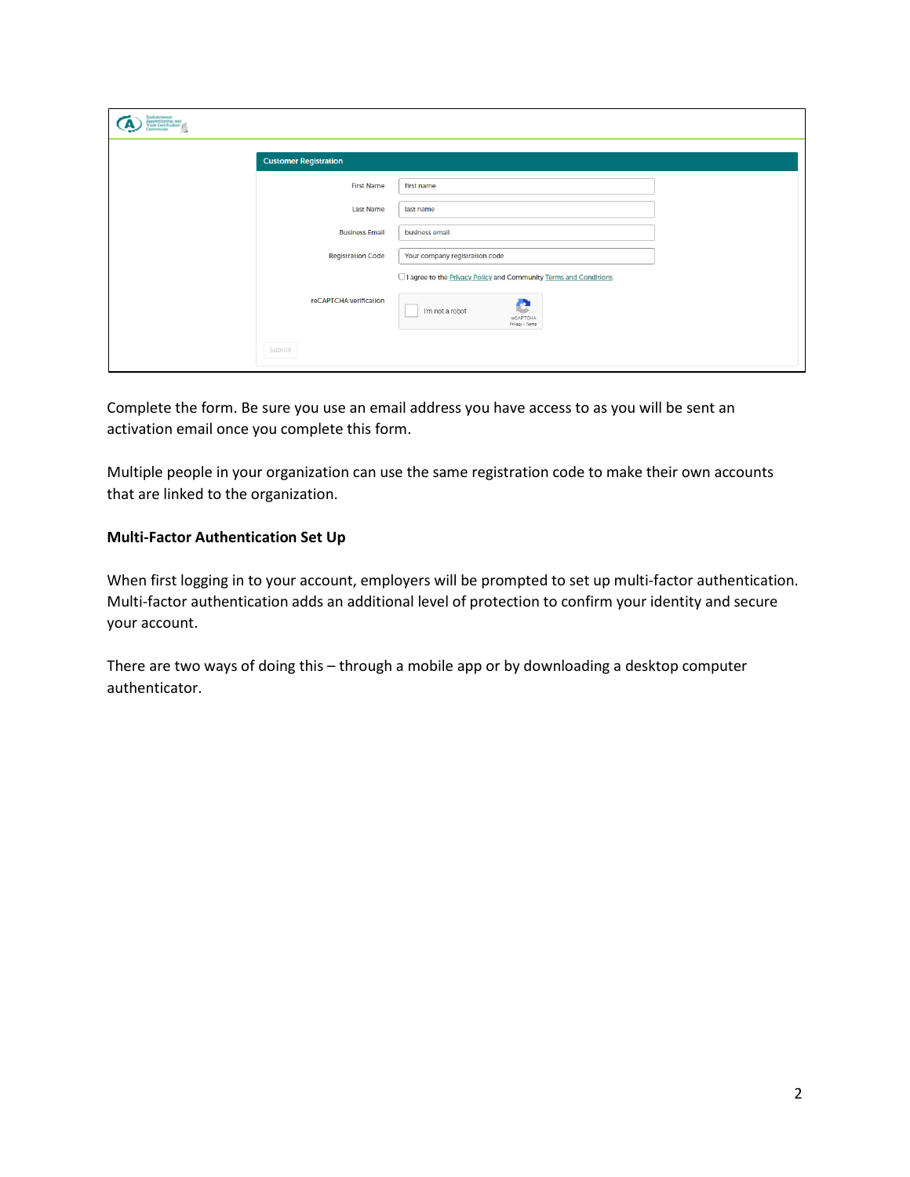Complete the form. Be sure you use an email address you have access to as you will be sent an activation email once you complete this form.

Multiple people in your organization can use the same registration code to make their own accounts that are linked to the organization.

**Multi-Factor Authentication Set Up**

When first logging in to your account, employers will be prompted to set up multi-factor authentication. Multi-factor authentication adds an additional level of protection to confirm your identity and secure your account.

There are two ways of doing this – through a mobile app or by downloading a desktop computer authenticator.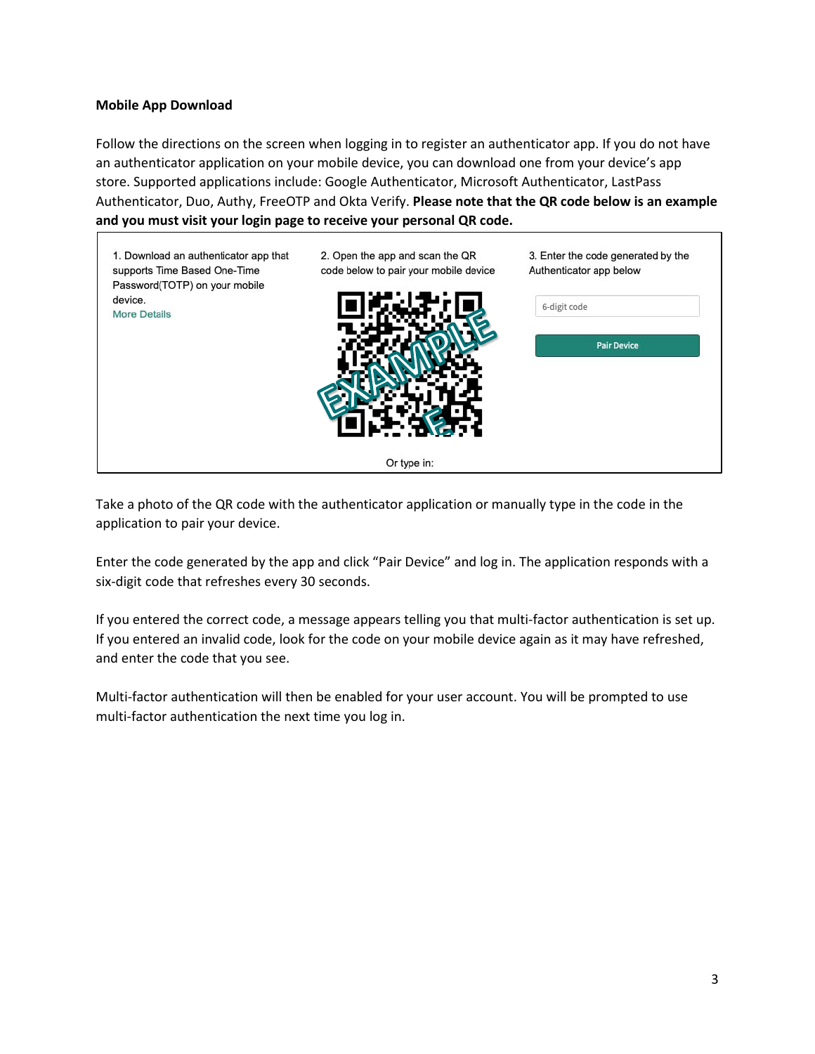**Mobile App Download**

Follow the directions on the screen when logging in to register an authenticator app. If you do not have an authenticator application on your mobile device, you can download one from your device's app store. Supported applications include: Google Authenticator, Microsoft Authenticator, LastPass Authenticator, Duo, Authy, FreeOTP and Okta Verify. **Please note that the QR code below is an example and you must visit your login page to receive your personal QR code.**

1. Download an authenticator app that supports Time Based One-Time Password(TOTP) on your mobile device.
More Details

2. Open the app and scan the QR code below to pair your mobile device

EXAMPLE

Or type in:

3. Enter the code generated by the Authenticator app below

6-digit code

Pair Device

Take a photo of the QR code with the authenticator application or manually type in the code in the application to pair your device.

Enter the code generated by the app and click "Pair Device" and log in. The application responds with a six-digit code that refreshes every 30 seconds.

If you entered the correct code, a message appears telling you that multi-factor authentication is set up. If you entered an invalid code, look for the code on your mobile device again as it may have refreshed, and enter the code that you see.

Multi-factor authentication will then be enabled for your user account. You will be prompted to use multi-factor authentication the next time you log in.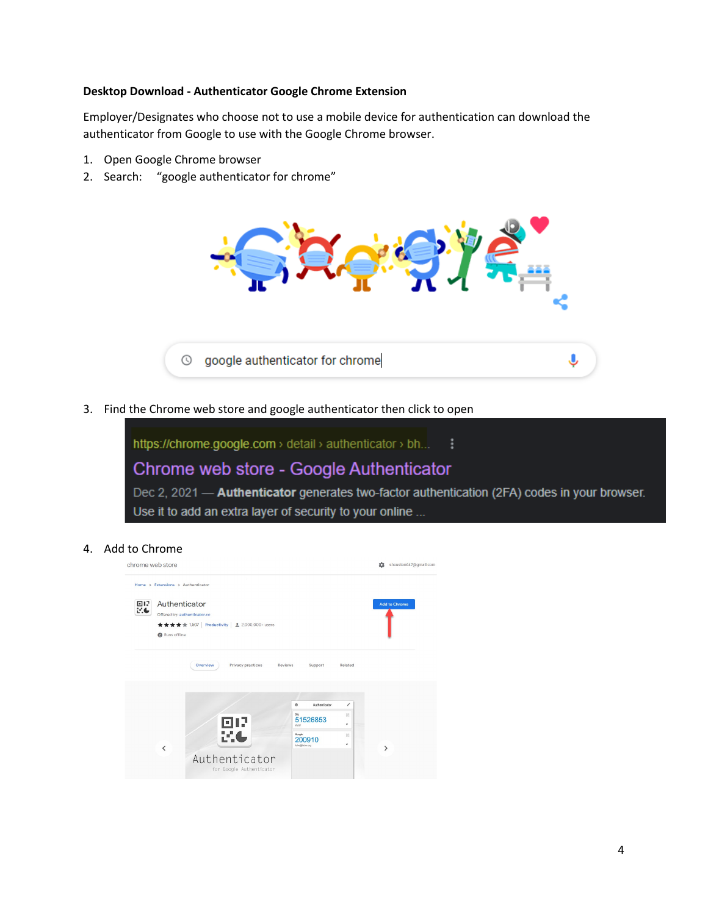**Desktop Download - Authenticator Google Chrome Extension**

Employer/Designates who choose not to use a mobile device for authentication can download the authenticator from Google to use with the Google Chrome browser.

1. Open Google Chrome browser
2. Search: "google authenticator for chrome"
3. Find the Chrome web store and google authenticator then click to open
4. Add to Chrome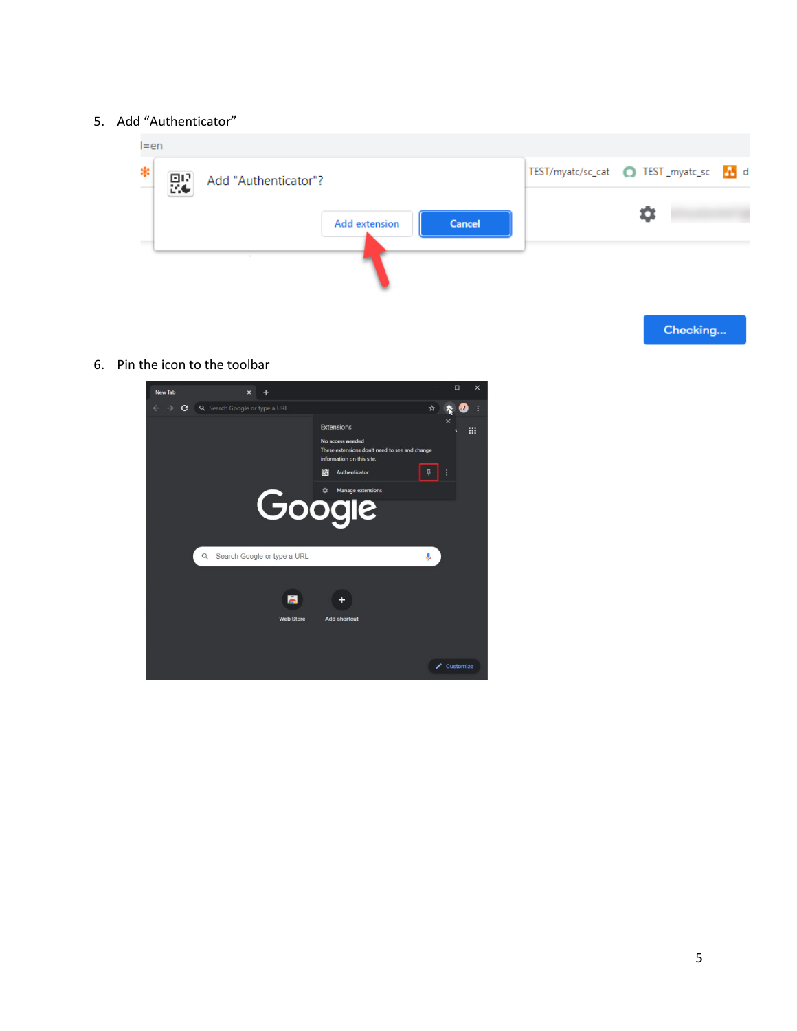5. Add “Authenticator”

6. Pin the icon to the toolbar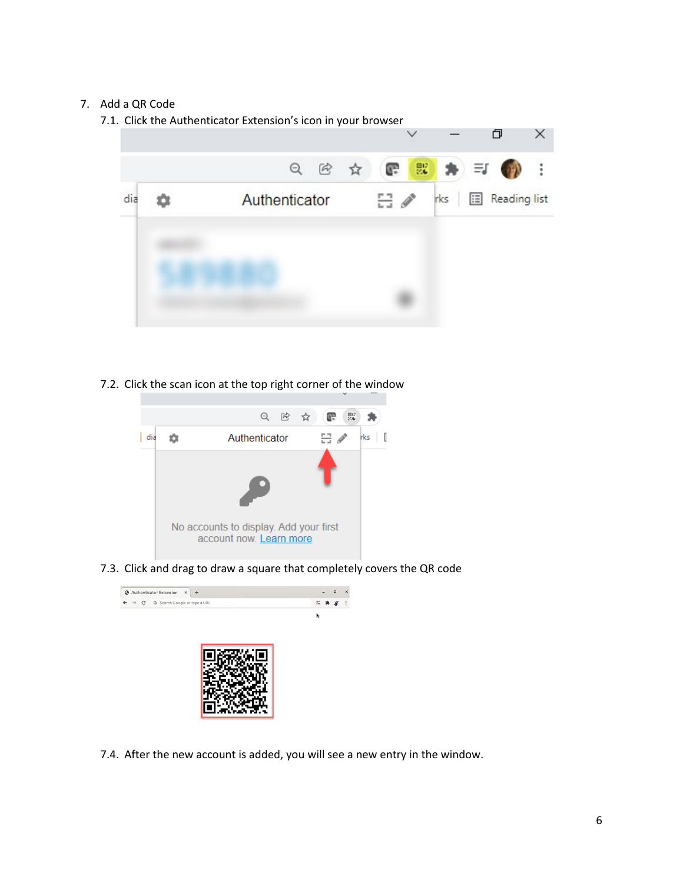7. Add a QR Code

   7.1. Click the Authenticator Extension's icon in your browser

   7.2. Click the scan icon at the top right corner of the window

   7.3. Click and drag to draw a square that completely covers the QR code

   7.4. After the new account is added, you will see a new entry in the window.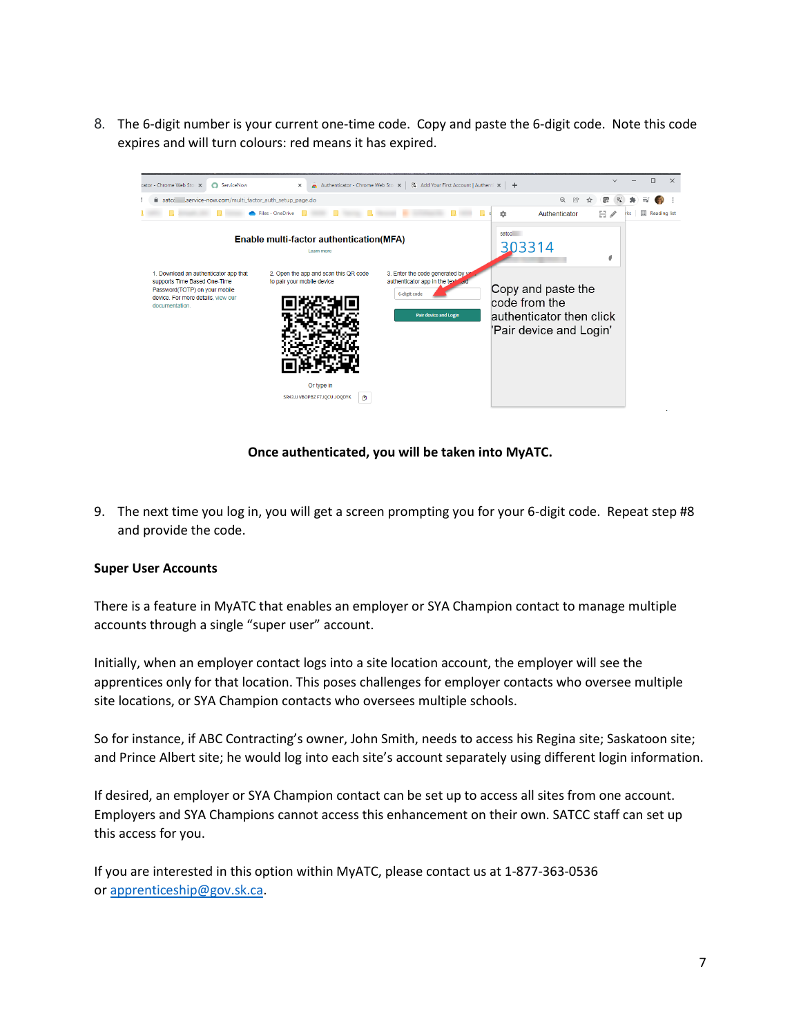8. The 6-digit number is your current one-time code. Copy and paste the 6-digit code. Note this code expires and will turn colours: red means it has expired.

**Once authenticated, you will be taken into MyATC.**

9. The next time you log in, you will get a screen prompting you for your 6-digit code. Repeat step #8 and provide the code.

**Super User Accounts**

There is a feature in MyATC that enables an employer or SYA Champion contact to manage multiple accounts through a single "super user" account.

Initially, when an employer contact logs into a site location account, the employer will see the apprentices only for that location. This poses challenges for employer contacts who oversee multiple site locations, or SYA Champion contacts who oversees multiple schools.

So for instance, if ABC Contracting's owner, John Smith, needs to access his Regina site; Saskatoon site; and Prince Albert site; he would log into each site's account separately using different login information.

If desired, an employer or SYA Champion contact can be set up to access all sites from one account. Employers and SYA Champions cannot access this enhancement on their own. SATCC staff can set up this access for you.

If you are interested in this option within MyATC, please contact us at 1-877-363-0536 or [apprenticeship@gov.sk.ca](mailto:apprenticeship@gov.sk.ca).